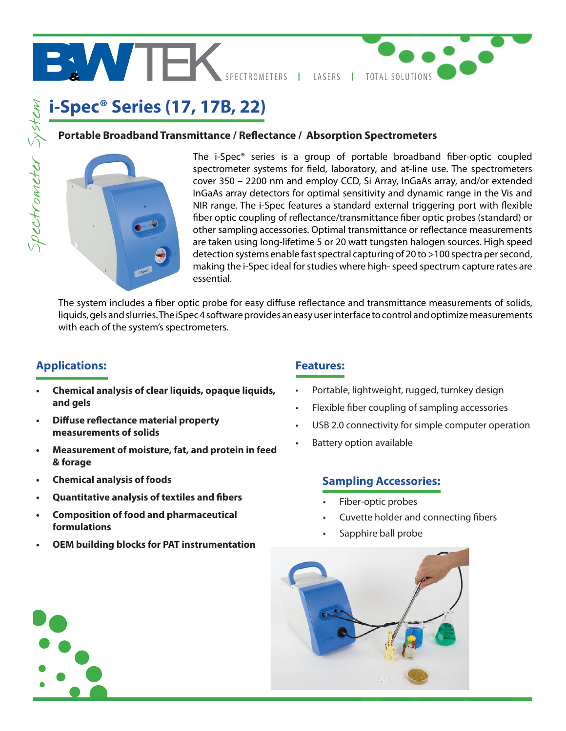# i-Spec® Series (17, 17B, 22)

## Portable Broadband Transmittance / Reflectance / Absorption Spectrometers

The i-Spec® series is a group of portable broadband fiber-optic coupled spectrometer systems for field, laboratory, and at-line use. The spectrometers cover 350 – 2200 nm and employ CCD, Si Array, InGaAs array, and/or extended InGaAs array detectors for optimal sensitivity and dynamic range in the Vis and NIR range. The i-Spec features a standard external triggering port with flexible fiber optic coupling of reflectance/transmittance fiber optic probes (standard) or other sampling accessories. Optimal transmittance or reflectance measurements are taken using long-lifetime 5 or 20 watt tungsten halogen sources. High speed detection systems enable fast spectral capturing of 20 to >100 spectra per second, making the i-Spec ideal for studies where high- speed spectrum capture rates are essential.

The system includes a fiber optic probe for easy diffuse reflectance and transmittance measurements of solids, liquids, gels and slurries. The iSpec 4 software provides an easy user interface to control and optimize measurements with each of the system's spectrometers.

### Applications:

- **Chemical analysis of clear liquids, opaque liquids, and gels**
- **Diffuse reflectance material property measurements of solids**
- **Measurement of moisture, fat, and protein in feed & forage**
- **Chemical analysis of foods**
- **Quantitative analysis of textiles and fibers**
- **Composition of food and pharmaceutical formulations**
- **OEM building blocks for PAT instrumentation**

### Features:

- Portable, lightweight, rugged, turnkey design
- Flexible fiber coupling of sampling accessories
- USB 2.0 connectivity for simple computer operation
- Battery option available

### Sampling Accessories:

- Fiber-optic probes
- Cuvette holder and connecting fibers
- Sapphire ball probe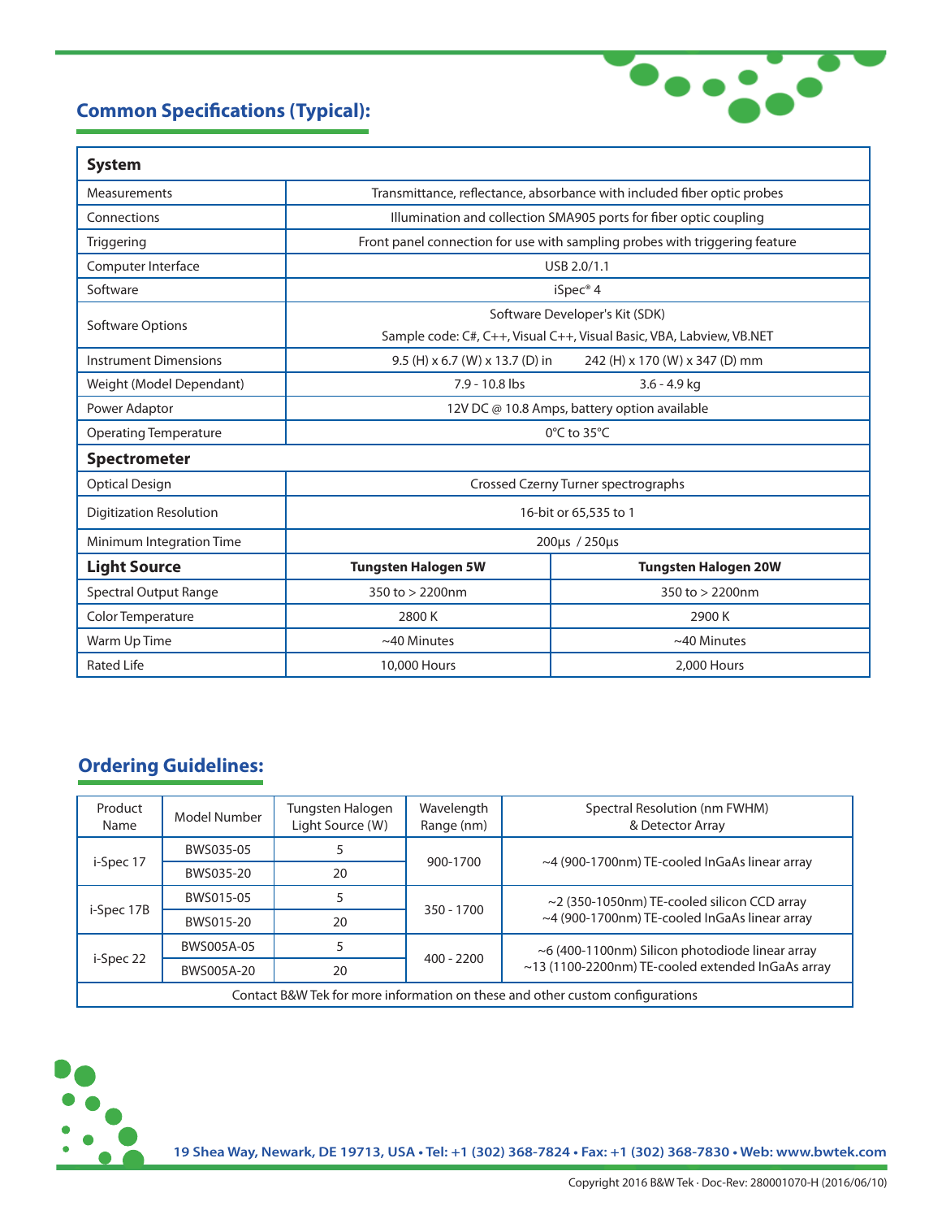## Common Specifications (Typical):

| | | |
|---|---|---|
| **System** | | |
| Measurements | Transmittance, reflectance, absorbance with included fiber optic probes | |
| Connections | Illumination and collection SMA905 ports for fiber optic coupling | |
| Triggering | Front panel connection for use with sampling probes with triggering feature | |
| Computer Interface | USB 2.0/1.1 | |
| Software | iSpec® 4 | |
| Software Options | Software Developer's Kit (SDK)<br>Sample code: C#, C++, Visual C++, Visual Basic, VBA, Labview, VB.NET | |
| Instrument Dimensions | 9.5 (H) x 6.7 (W) x 13.7 (D) in | 242 (H) x 170 (W) x 347 (D) mm |
| Weight (Model Dependant) | 7.9 - 10.8 lbs | 3.6 - 4.9 kg |
| Power Adaptor | 12V DC @ 10.8 Amps, battery option available | |
| Operating Temperature | 0°C to 35°C | |
| **Spectrometer** | | |
| Optical Design | Crossed Czerny Turner spectrographs | |
| Digitization Resolution | 16-bit or 65,535 to 1 | |
| Minimum Integration Time | 200µs / 250µs | |
| **Light Source** | **Tungsten Halogen 5W** | **Tungsten Halogen 20W** |
| Spectral Output Range | 350 to > 2200nm | 350 to > 2200nm |
| Color Temperature | 2800 K | 2900 K |
| Warm Up Time | ~40 Minutes | ~40 Minutes |
| Rated Life | 10,000 Hours | 2,000 Hours |

## Ordering Guidelines:

| Product Name | Model Number | Tungsten Halogen Light Source (W) | Wavelength Range (nm) | Spectral Resolution (nm FWHM) & Detector Array |
|---|---|---|---|---|
| i-Spec 17 | BWS035-05 | 5 | 900-1700 | ~4 (900-1700nm) TE-cooled InGaAs linear array |
| | BWS035-20 | 20 | | |
| i-Spec 17B | BWS015-05 | 5 | 350 - 1700 | ~2 (350-1050nm) TE-cooled silicon CCD array<br>~4 (900-1700nm) TE-cooled InGaAs linear array |
| | BWS015-20 | 20 | | |
| i-Spec 22 | BWS005A-05 | 5 | 400 - 2200 | ~6 (400-1100nm) Silicon photodiode linear array<br>~13 (1100-2200nm) TE-cooled extended InGaAs array |
| | BWS005A-20 | 20 | | |
| Contact B&W Tek for more information on these and other custom configurations | | | | |

**19 Shea Way, Newark, DE 19713, USA • Tel: +1 (302) 368-7824 • Fax: +1 (302) 368-7830 • Web: www.bwtek.com**

Copyright 2016 B&W Tek · Doc-Rev: 280001070-H (2016/06/10)